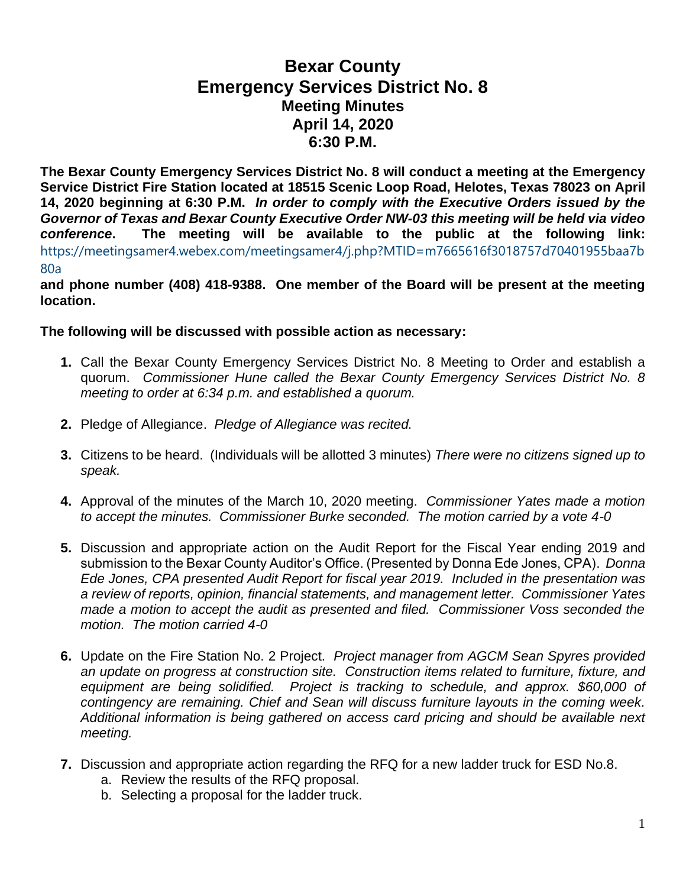# Bexar County
# Emergency Services District No. 8
## Meeting Minutes
## April 14, 2020
## 6:30 P.M.

**The Bexar County Emergency Services District No. 8 will conduct a meeting at the Emergency Service District Fire Station located at 18515 Scenic Loop Road, Helotes, Texas 78023 on April 14, 2020 beginning at 6:30 P.M.** ***In order to comply with the Executive Orders issued by the Governor of Texas and Bexar County Executive Order NW-03 this meeting will be held via video conference*****. The meeting will be available to the public at the following link:** https://meetingsamer4.webex.com/meetingsamer4/j.php?MTID=m7665616f3018757d70401955baa7b80a
**and phone number (408) 418-9388. One member of the Board will be present at the meeting location.**

**The following will be discussed with possible action as necessary:**

1. Call the Bexar County Emergency Services District No. 8 Meeting to Order and establish a quorum. *Commissioner Hune called the Bexar County Emergency Services District No. 8 meeting to order at 6:34 p.m. and established a quorum.*

2. Pledge of Allegiance. *Pledge of Allegiance was recited.*

3. Citizens to be heard. (Individuals will be allotted 3 minutes) *There were no citizens signed up to speak.*

4. Approval of the minutes of the March 10, 2020 meeting. *Commissioner Yates made a motion to accept the minutes. Commissioner Burke seconded. The motion carried by a vote 4-0*

5. Discussion and appropriate action on the Audit Report for the Fiscal Year ending 2019 and submission to the Bexar County Auditor's Office. (Presented by Donna Ede Jones, CPA). *Donna Ede Jones, CPA presented Audit Report for fiscal year 2019. Included in the presentation was a review of reports, opinion, financial statements, and management letter. Commissioner Yates made a motion to accept the audit as presented and filed. Commissioner Voss seconded the motion. The motion carried 4-0*

6. Update on the Fire Station No. 2 Project. *Project manager from AGCM Sean Spyres provided an update on progress at construction site. Construction items related to furniture, fixture, and equipment are being solidified. Project is tracking to schedule, and approx. $60,000 of contingency are remaining. Chief and Sean will discuss furniture layouts in the coming week. Additional information is being gathered on access card pricing and should be available next meeting.*

7. Discussion and appropriate action regarding the RFQ for a new ladder truck for ESD No.8.
   a. Review the results of the RFQ proposal.
   b. Selecting a proposal for the ladder truck.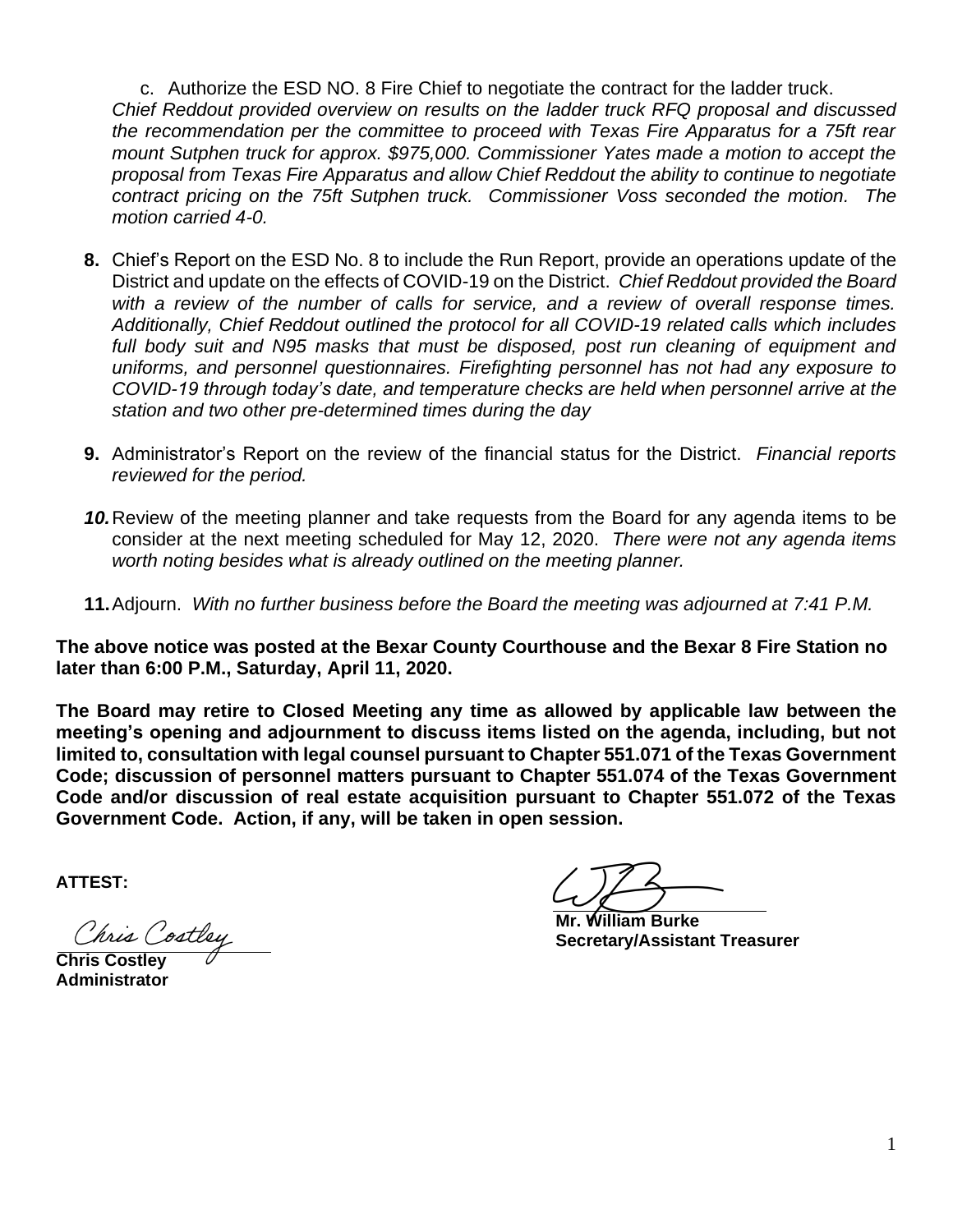c. Authorize the ESD NO. 8 Fire Chief to negotiate the contract for the ladder truck.
*Chief Reddout provided overview on results on the ladder truck RFQ proposal and discussed the recommendation per the committee to proceed with Texas Fire Apparatus for a 75ft rear mount Sutphen truck for approx. $975,000. Commissioner Yates made a motion to accept the proposal from Texas Fire Apparatus and allow Chief Reddout the ability to continue to negotiate contract pricing on the 75ft Sutphen truck. Commissioner Voss seconded the motion. The motion carried 4-0.*

**8.** Chief's Report on the ESD No. 8 to include the Run Report, provide an operations update of the District and update on the effects of COVID-19 on the District. *Chief Reddout provided the Board with a review of the number of calls for service, and a review of overall response times. Additionally, Chief Reddout outlined the protocol for all COVID-19 related calls which includes full body suit and N95 masks that must be disposed, post run cleaning of equipment and uniforms, and personnel questionnaires. Firefighting personnel has not had any exposure to COVID-19 through today's date, and temperature checks are held when personnel arrive at the station and two other pre-determined times during the day*

**9.** Administrator's Report on the review of the financial status for the District. *Financial reports reviewed for the period.*

***10.*** Review of the meeting planner and take requests from the Board for any agenda items to be consider at the next meeting scheduled for May 12, 2020. *There were not any agenda items worth noting besides what is already outlined on the meeting planner.*

**11.** Adjourn. *With no further business before the Board the meeting was adjourned at 7:41 P.M.*

**The above notice was posted at the Bexar County Courthouse and the Bexar 8 Fire Station no later than 6:00 P.M., Saturday, April 11, 2020.**

**The Board may retire to Closed Meeting any time as allowed by applicable law between the meeting's opening and adjournment to discuss items listed on the agenda, including, but not limited to, consultation with legal counsel pursuant to Chapter 551.071 of the Texas Government Code; discussion of personnel matters pursuant to Chapter 551.074 of the Texas Government Code and/or discussion of real estate acquisition pursuant to Chapter 551.072 of the Texas Government Code. Action, if any, will be taken in open session.**

**ATTEST:**

Chris Costley
**Chris Costley**
**Administrator**

**Mr. William Burke**
**Secretary/Assistant Treasurer**